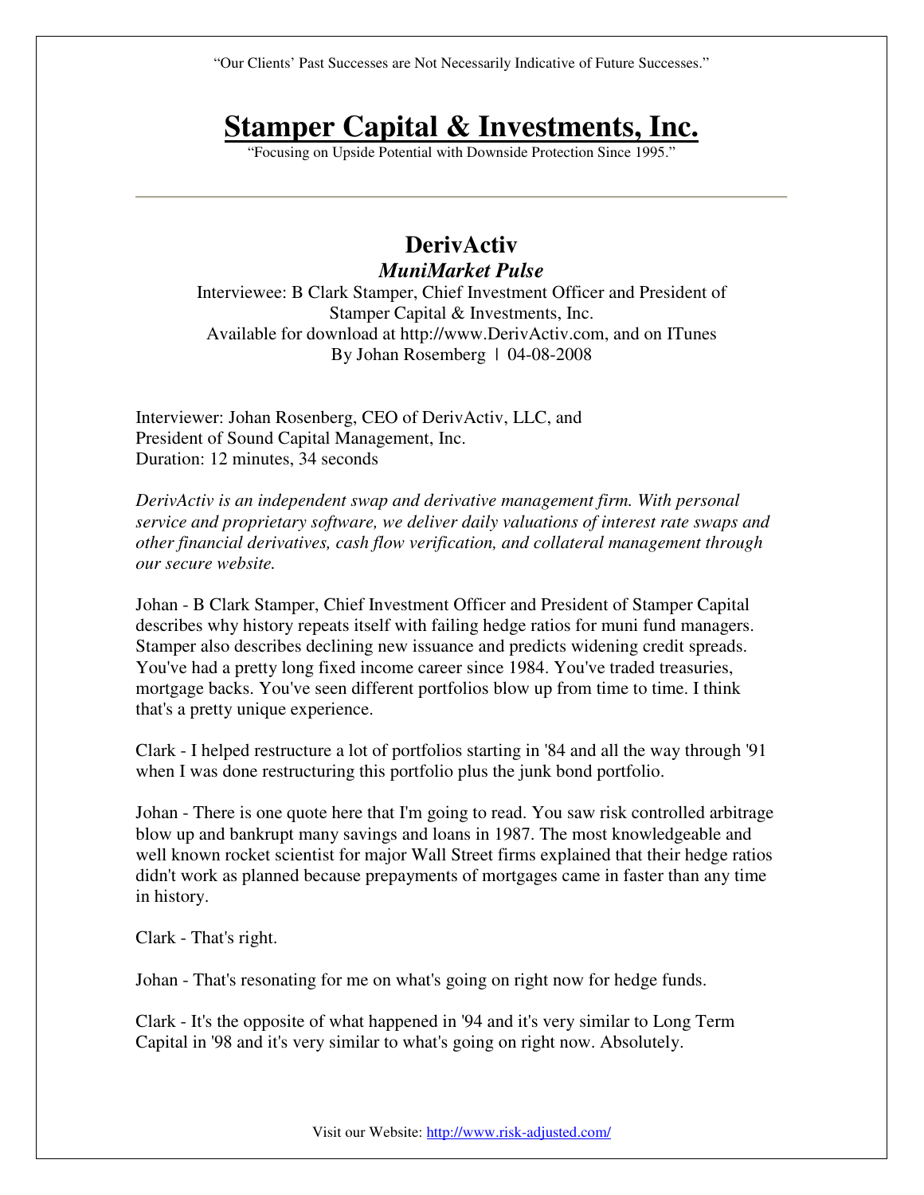"Our Clients' Past Successes are Not Necessarily Indicative of Future Successes."

# Stamper Capital & Investments, Inc.

"Focusing on Upside Potential with Downside Protection Since 1995."

---

## DerivActiv

### *MuniMarket Pulse*

Interviewee: B Clark Stamper, Chief Investment Officer and President of Stamper Capital & Investments, Inc.
Available for download at http://www.DerivActiv.com, and on ITunes
By Johan Rosemberg | 04-08-2008

Interviewer: Johan Rosenberg, CEO of DerivActiv, LLC, and
President of Sound Capital Management, Inc.
Duration: 12 minutes, 34 seconds

*DerivActiv is an independent swap and derivative management firm. With personal service and proprietary software, we deliver daily valuations of interest rate swaps and other financial derivatives, cash flow verification, and collateral management through our secure website.*

Johan - B Clark Stamper, Chief Investment Officer and President of Stamper Capital describes why history repeats itself with failing hedge ratios for muni fund managers. Stamper also describes declining new issuance and predicts widening credit spreads. You've had a pretty long fixed income career since 1984. You've traded treasuries, mortgage backs. You've seen different portfolios blow up from time to time. I think that's a pretty unique experience.

Clark - I helped restructure a lot of portfolios starting in '84 and all the way through '91 when I was done restructuring this portfolio plus the junk bond portfolio.

Johan - There is one quote here that I'm going to read. You saw risk controlled arbitrage blow up and bankrupt many savings and loans in 1987. The most knowledgeable and well known rocket scientist for major Wall Street firms explained that their hedge ratios didn't work as planned because prepayments of mortgages came in faster than any time in history.

Clark - That's right.

Johan - That's resonating for me on what's going on right now for hedge funds.

Clark - It's the opposite of what happened in '94 and it's very similar to Long Term Capital in '98 and it's very similar to what's going on right now. Absolutely.

Visit our Website: http://www.risk-adjusted.com/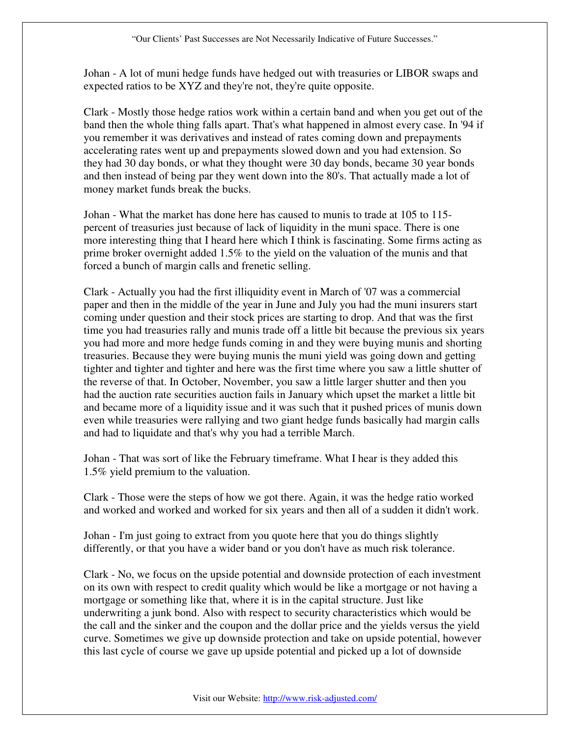Johan - A lot of muni hedge funds have hedged out with treasuries or LIBOR swaps and expected ratios to be XYZ and they're not, they're quite opposite.

Clark - Mostly those hedge ratios work within a certain band and when you get out of the band then the whole thing falls apart. That's what happened in almost every case. In '94 if you remember it was derivatives and instead of rates coming down and prepayments accelerating rates went up and prepayments slowed down and you had extension. So they had 30 day bonds, or what they thought were 30 day bonds, became 30 year bonds and then instead of being par they went down into the 80's. That actually made a lot of money market funds break the bucks.

Johan - What the market has done here has caused to munis to trade at 105 to 115-percent of treasuries just because of lack of liquidity in the muni space. There is one more interesting thing that I heard here which I think is fascinating. Some firms acting as prime broker overnight added 1.5% to the yield on the valuation of the munis and that forced a bunch of margin calls and frenetic selling.

Clark - Actually you had the first illiquidity event in March of '07 was a commercial paper and then in the middle of the year in June and July you had the muni insurers start coming under question and their stock prices are starting to drop. And that was the first time you had treasuries rally and munis trade off a little bit because the previous six years you had more and more hedge funds coming in and they were buying munis and shorting treasuries. Because they were buying munis the muni yield was going down and getting tighter and tighter and tighter and here was the first time where you saw a little shutter of the reverse of that. In October, November, you saw a little larger shutter and then you had the auction rate securities auction fails in January which upset the market a little bit and became more of a liquidity issue and it was such that it pushed prices of munis down even while treasuries were rallying and two giant hedge funds basically had margin calls and had to liquidate and that's why you had a terrible March.

Johan - That was sort of like the February timeframe. What I hear is they added this 1.5% yield premium to the valuation.

Clark - Those were the steps of how we got there. Again, it was the hedge ratio worked and worked and worked and worked for six years and then all of a sudden it didn't work.

Johan - I'm just going to extract from you quote here that you do things slightly differently, or that you have a wider band or you don't have as much risk tolerance.

Clark - No, we focus on the upside potential and downside protection of each investment on its own with respect to credit quality which would be like a mortgage or not having a mortgage or something like that, where it is in the capital structure. Just like underwriting a junk bond. Also with respect to security characteristics which would be the call and the sinker and the coupon and the dollar price and the yields versus the yield curve. Sometimes we give up downside protection and take on upside potential, however this last cycle of course we gave up upside potential and picked up a lot of downside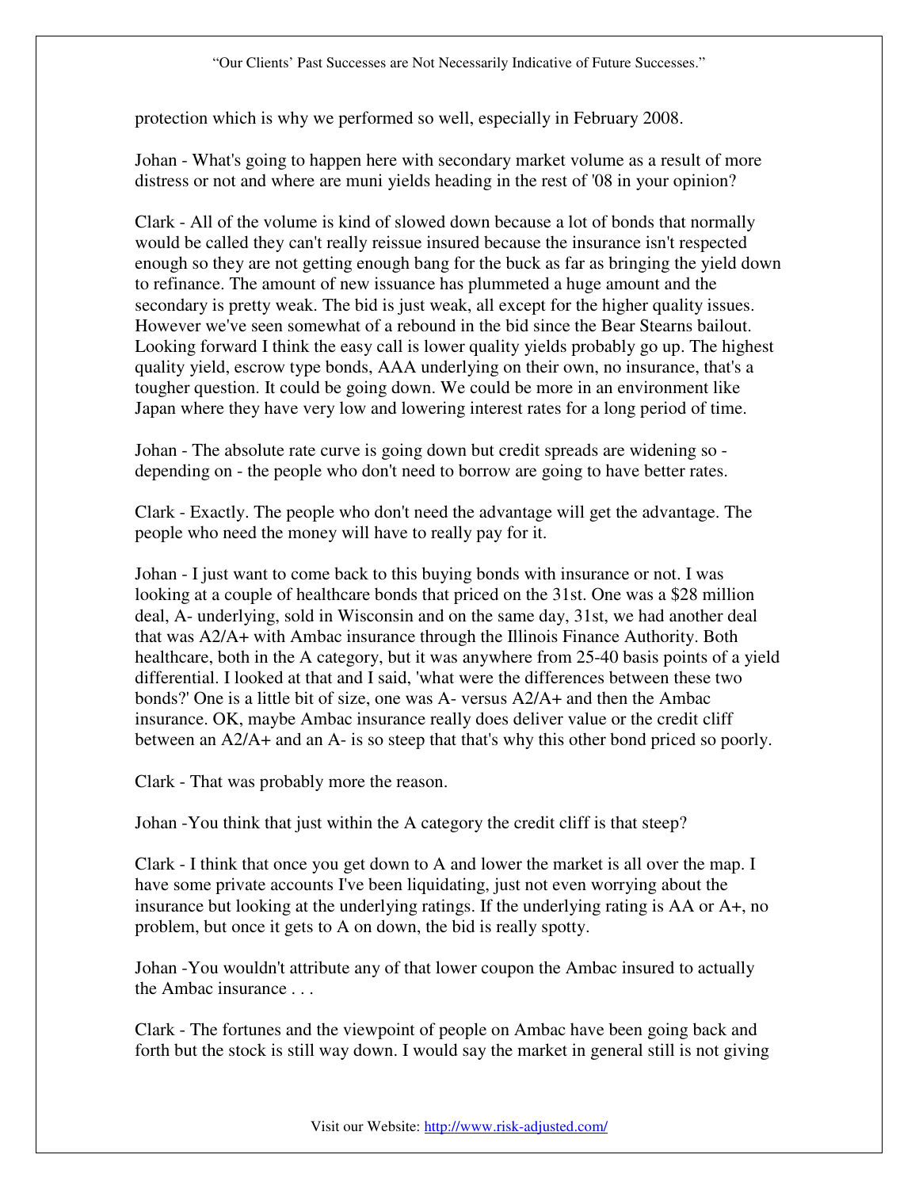protection which is why we performed so well, especially in February 2008.

Johan - What's going to happen here with secondary market volume as a result of more distress or not and where are muni yields heading in the rest of '08 in your opinion?

Clark - All of the volume is kind of slowed down because a lot of bonds that normally would be called they can't really reissue insured because the insurance isn't respected enough so they are not getting enough bang for the buck as far as bringing the yield down to refinance. The amount of new issuance has plummeted a huge amount and the secondary is pretty weak. The bid is just weak, all except for the higher quality issues. However we've seen somewhat of a rebound in the bid since the Bear Stearns bailout. Looking forward I think the easy call is lower quality yields probably go up. The highest quality yield, escrow type bonds, AAA underlying on their own, no insurance, that's a tougher question. It could be going down. We could be more in an environment like Japan where they have very low and lowering interest rates for a long period of time.

Johan - The absolute rate curve is going down but credit spreads are widening so - depending on - the people who don't need to borrow are going to have better rates.

Clark - Exactly. The people who don't need the advantage will get the advantage. The people who need the money will have to really pay for it.

Johan - I just want to come back to this buying bonds with insurance or not. I was looking at a couple of healthcare bonds that priced on the 31st. One was a $28 million deal, A- underlying, sold in Wisconsin and on the same day, 31st, we had another deal that was A2/A+ with Ambac insurance through the Illinois Finance Authority. Both healthcare, both in the A category, but it was anywhere from 25-40 basis points of a yield differential. I looked at that and I said, 'what were the differences between these two bonds?' One is a little bit of size, one was A- versus A2/A+ and then the Ambac insurance. OK, maybe Ambac insurance really does deliver value or the credit cliff between an A2/A+ and an A- is so steep that that's why this other bond priced so poorly.

Clark - That was probably more the reason.

Johan -You think that just within the A category the credit cliff is that steep?

Clark - I think that once you get down to A and lower the market is all over the map. I have some private accounts I've been liquidating, just not even worrying about the insurance but looking at the underlying ratings. If the underlying rating is AA or A+, no problem, but once it gets to A on down, the bid is really spotty.

Johan -You wouldn't attribute any of that lower coupon the Ambac insured to actually the Ambac insurance . . .

Clark - The fortunes and the viewpoint of people on Ambac have been going back and forth but the stock is still way down. I would say the market in general still is not giving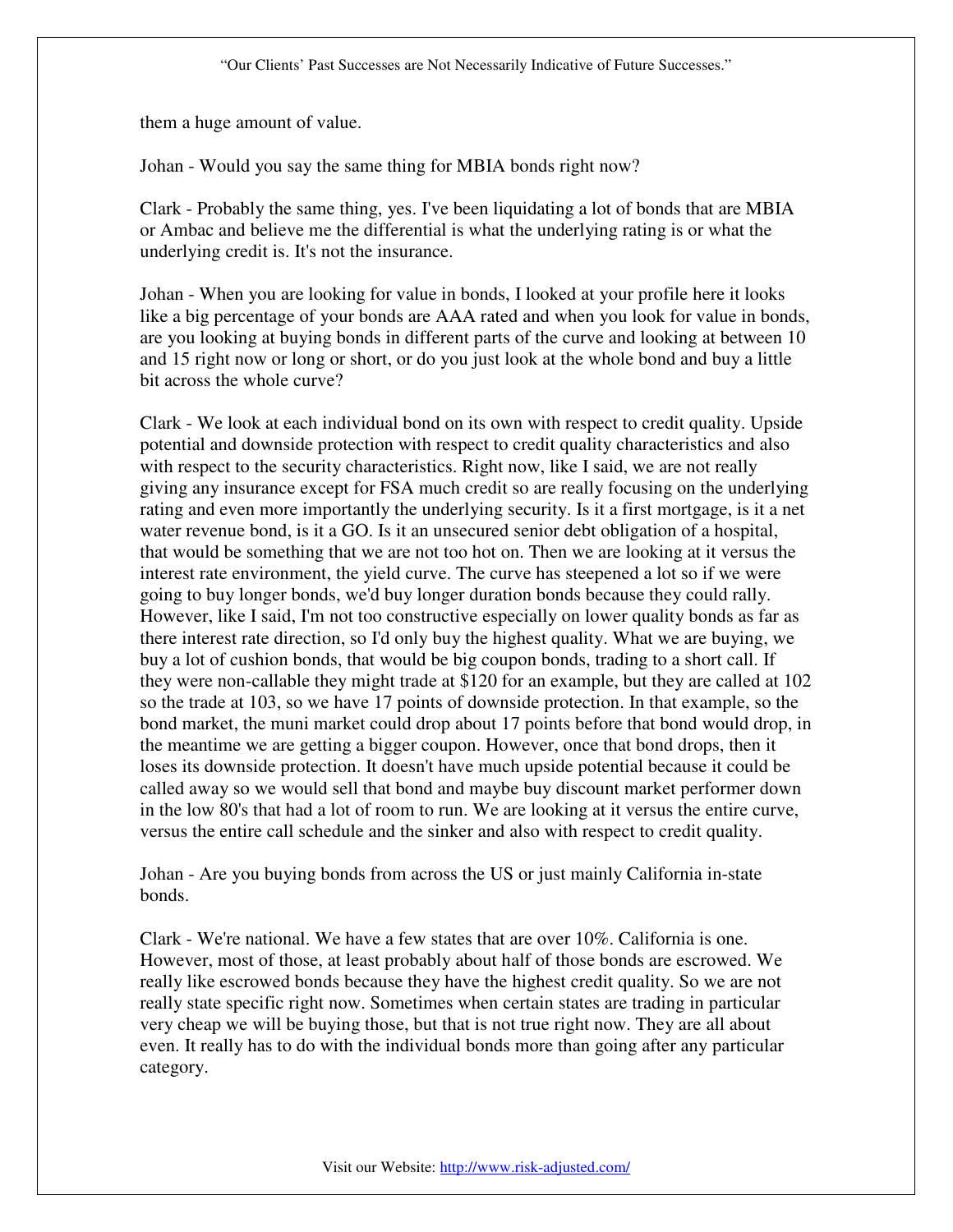them a huge amount of value.

Johan - Would you say the same thing for MBIA bonds right now?

Clark - Probably the same thing, yes. I've been liquidating a lot of bonds that are MBIA or Ambac and believe me the differential is what the underlying rating is or what the underlying credit is. It's not the insurance.

Johan - When you are looking for value in bonds, I looked at your profile here it looks like a big percentage of your bonds are AAA rated and when you look for value in bonds, are you looking at buying bonds in different parts of the curve and looking at between 10 and 15 right now or long or short, or do you just look at the whole bond and buy a little bit across the whole curve?

Clark - We look at each individual bond on its own with respect to credit quality. Upside potential and downside protection with respect to credit quality characteristics and also with respect to the security characteristics. Right now, like I said, we are not really giving any insurance except for FSA much credit so are really focusing on the underlying rating and even more importantly the underlying security. Is it a first mortgage, is it a net water revenue bond, is it a GO. Is it an unsecured senior debt obligation of a hospital, that would be something that we are not too hot on. Then we are looking at it versus the interest rate environment, the yield curve. The curve has steepened a lot so if we were going to buy longer bonds, we'd buy longer duration bonds because they could rally. However, like I said, I'm not too constructive especially on lower quality bonds as far as there interest rate direction, so I'd only buy the highest quality. What we are buying, we buy a lot of cushion bonds, that would be big coupon bonds, trading to a short call. If they were non-callable they might trade at $120 for an example, but they are called at 102 so the trade at 103, so we have 17 points of downside protection. In that example, so the bond market, the muni market could drop about 17 points before that bond would drop, in the meantime we are getting a bigger coupon. However, once that bond drops, then it loses its downside protection. It doesn't have much upside potential because it could be called away so we would sell that bond and maybe buy discount market performer down in the low 80's that had a lot of room to run. We are looking at it versus the entire curve, versus the entire call schedule and the sinker and also with respect to credit quality.

Johan - Are you buying bonds from across the US or just mainly California in-state bonds.

Clark - We're national. We have a few states that are over 10%. California is one. However, most of those, at least probably about half of those bonds are escrowed. We really like escrowed bonds because they have the highest credit quality. So we are not really state specific right now. Sometimes when certain states are trading in particular very cheap we will be buying those, but that is not true right now. They are all about even. It really has to do with the individual bonds more than going after any particular category.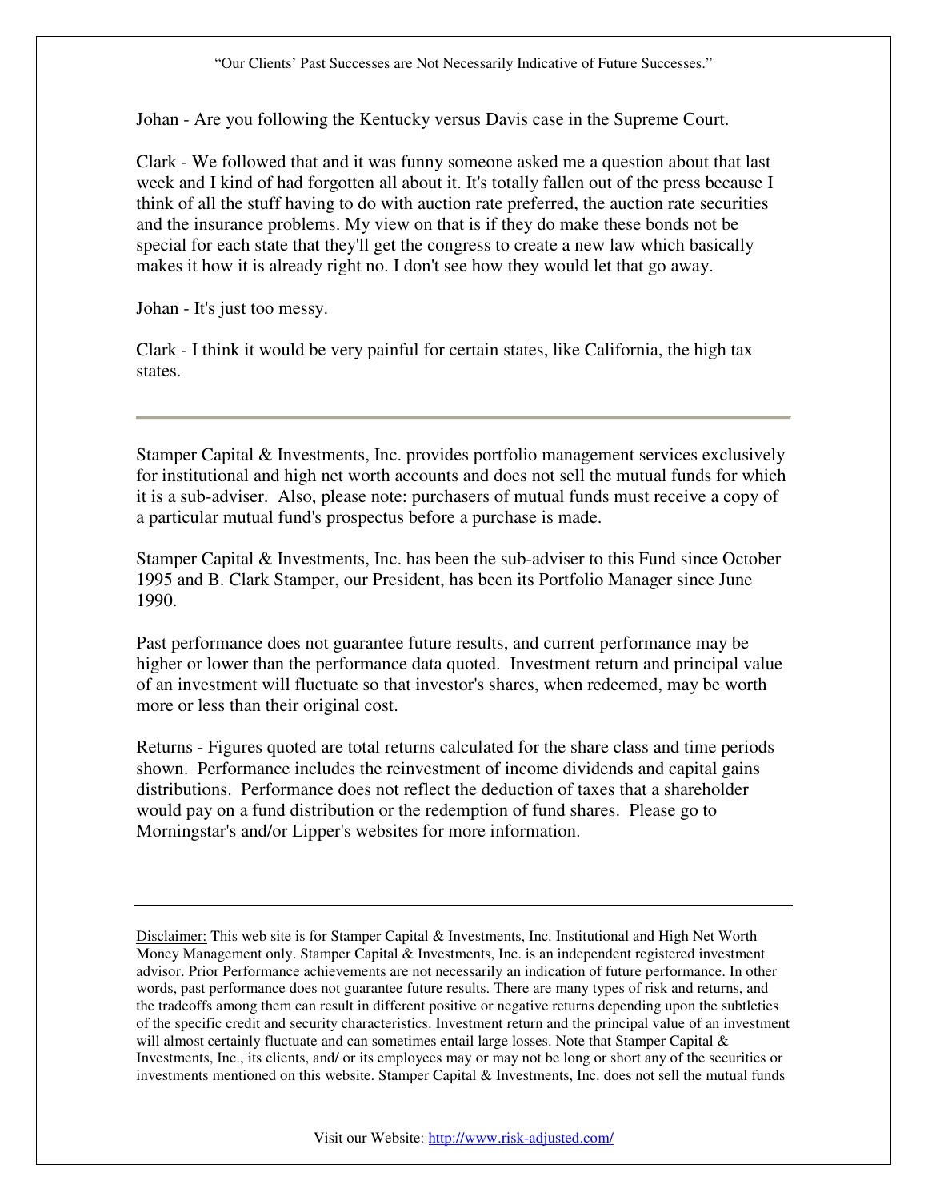Johan - Are you following the Kentucky versus Davis case in the Supreme Court.

Clark - We followed that and it was funny someone asked me a question about that last week and I kind of had forgotten all about it. It's totally fallen out of the press because I think of all the stuff having to do with auction rate preferred, the auction rate securities and the insurance problems. My view on that is if they do make these bonds not be special for each state that they'll get the congress to create a new law which basically makes it how it is already right no. I don't see how they would let that go away.

Johan - It's just too messy.

Clark - I think it would be very painful for certain states, like California, the high tax states.

---

Stamper Capital & Investments, Inc. provides portfolio management services exclusively for institutional and high net worth accounts and does not sell the mutual funds for which it is a sub-adviser. Also, please note: purchasers of mutual funds must receive a copy of a particular mutual fund's prospectus before a purchase is made.

Stamper Capital & Investments, Inc. has been the sub-adviser to this Fund since October 1995 and B. Clark Stamper, our President, has been its Portfolio Manager since June 1990.

Past performance does not guarantee future results, and current performance may be higher or lower than the performance data quoted. Investment return and principal value of an investment will fluctuate so that investor's shares, when redeemed, may be worth more or less than their original cost.

Returns - Figures quoted are total returns calculated for the share class and time periods shown. Performance includes the reinvestment of income dividends and capital gains distributions. Performance does not reflect the deduction of taxes that a shareholder would pay on a fund distribution or the redemption of fund shares. Please go to Morningstar's and/or Lipper's websites for more information.

---

Disclaimer: This web site is for Stamper Capital & Investments, Inc. Institutional and High Net Worth Money Management only. Stamper Capital & Investments, Inc. is an independent registered investment advisor. Prior Performance achievements are not necessarily an indication of future performance. In other words, past performance does not guarantee future results. There are many types of risk and returns, and the tradeoffs among them can result in different positive or negative returns depending upon the subtleties of the specific credit and security characteristics. Investment return and the principal value of an investment will almost certainly fluctuate and can sometimes entail large losses. Note that Stamper Capital & Investments, Inc., its clients, and/ or its employees may or may not be long or short any of the securities or investments mentioned on this website. Stamper Capital & Investments, Inc. does not sell the mutual funds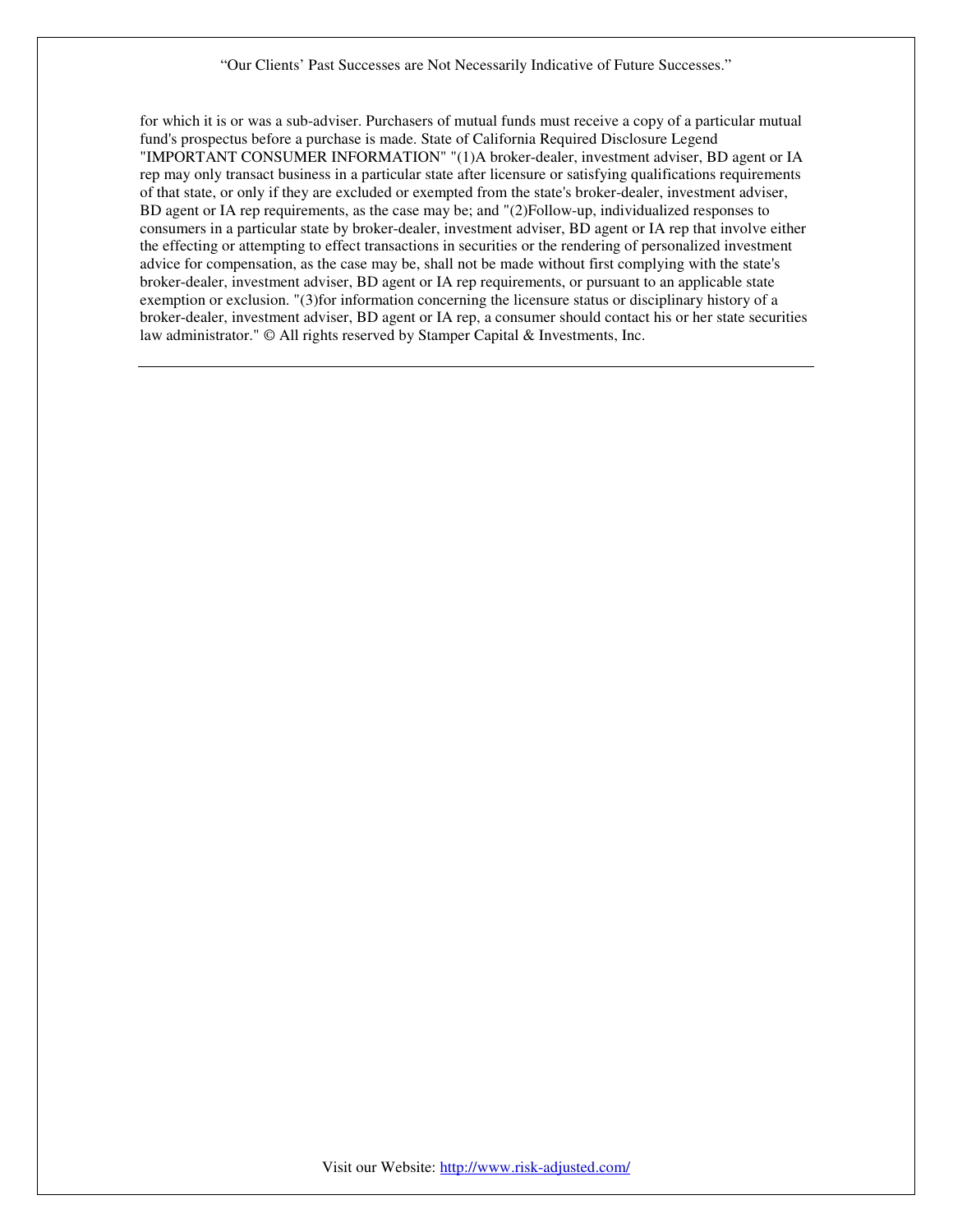for which it is or was a sub-adviser. Purchasers of mutual funds must receive a copy of a particular mutual fund's prospectus before a purchase is made. State of California Required Disclosure Legend "IMPORTANT CONSUMER INFORMATION" "(1)A broker-dealer, investment adviser, BD agent or IA rep may only transact business in a particular state after licensure or satisfying qualifications requirements of that state, or only if they are excluded or exempted from the state's broker-dealer, investment adviser, BD agent or IA rep requirements, as the case may be; and "(2)Follow-up, individualized responses to consumers in a particular state by broker-dealer, investment adviser, BD agent or IA rep that involve either the effecting or attempting to effect transactions in securities or the rendering of personalized investment advice for compensation, as the case may be, shall not be made without first complying with the state's broker-dealer, investment adviser, BD agent or IA rep requirements, or pursuant to an applicable state exemption or exclusion. "(3)for information concerning the licensure status or disciplinary history of a broker-dealer, investment adviser, BD agent or IA rep, a consumer should contact his or her state securities law administrator." © All rights reserved by Stamper Capital & Investments, Inc.

---